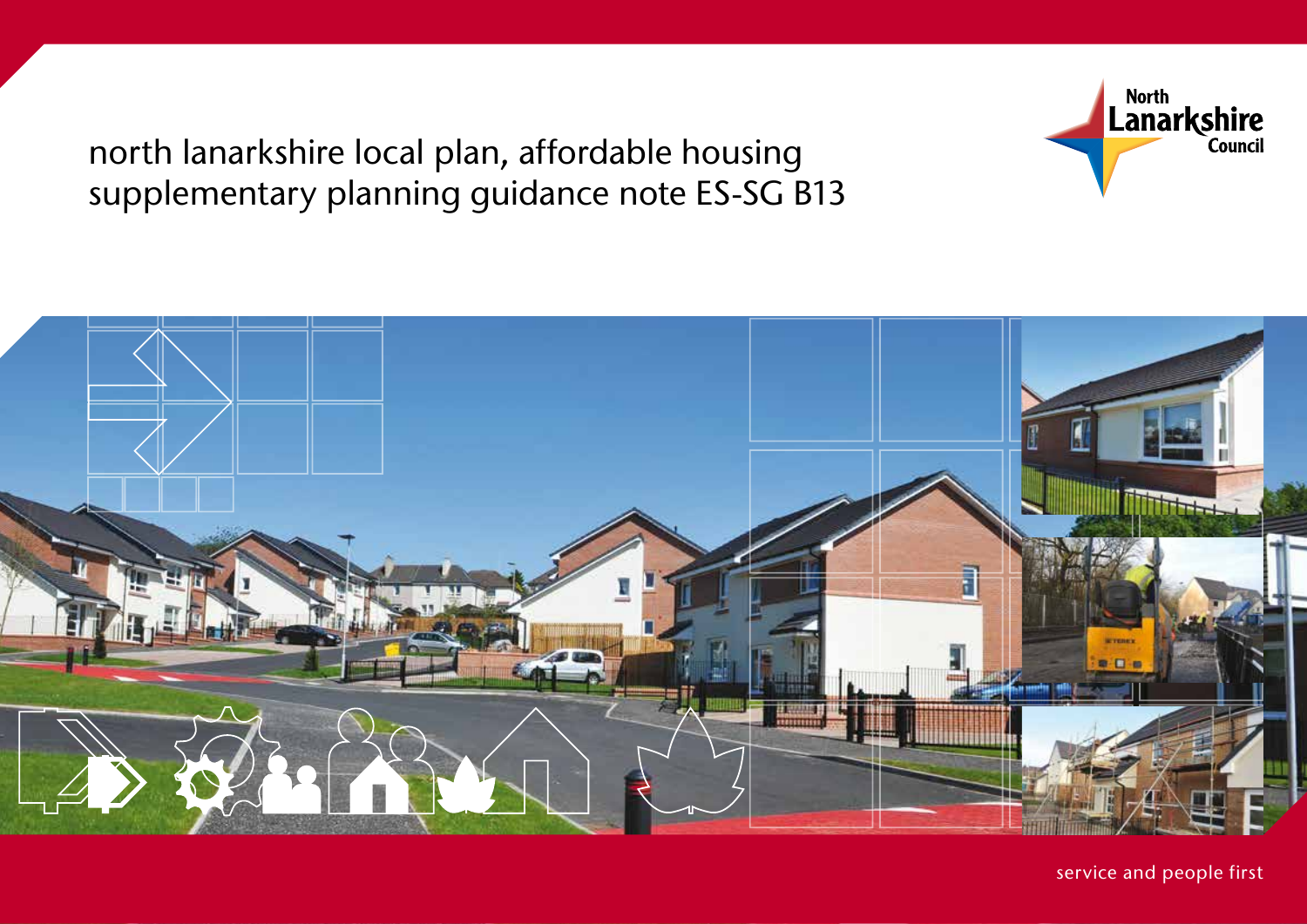# north lanarkshire local plan, affordable housing supplementary planning guidance note ES-SG B13

North Lanarkshire Council

service and people first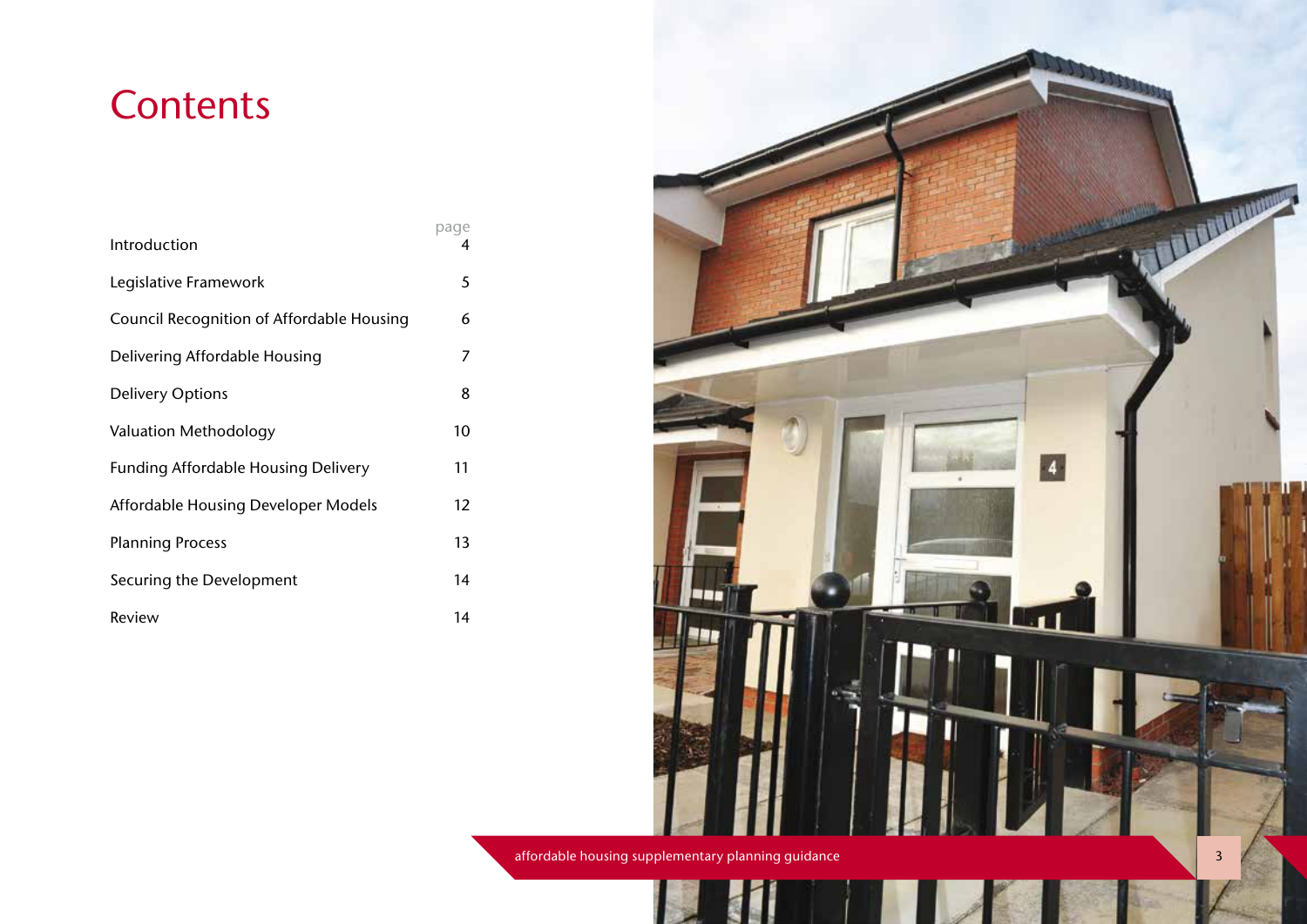# Contents

| | page |
|---|---|
| Introduction | 4 |
| Legislative Framework | 5 |
| Council Recognition of Affordable Housing | 6 |
| Delivering Affordable Housing | 7 |
| Delivery Options | 8 |
| Valuation Methodology | 10 |
| Funding Affordable Housing Delivery | 11 |
| Affordable Housing Developer Models | 12 |
| Planning Process | 13 |
| Securing the Development | 14 |
| Review | 14 |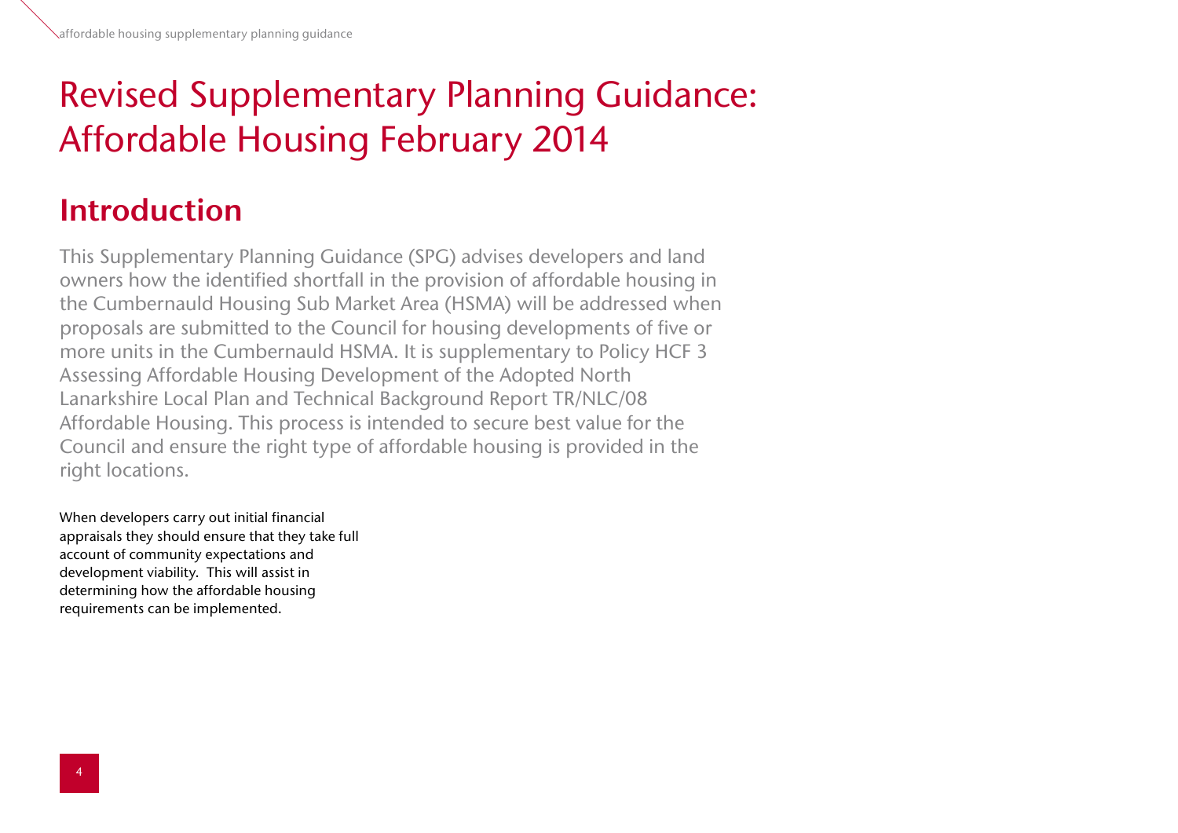# Revised Supplementary Planning Guidance: Affordable Housing February 2014

## Introduction

This Supplementary Planning Guidance (SPG) advises developers and land owners how the identified shortfall in the provision of affordable housing in the Cumbernauld Housing Sub Market Area (HSMA) will be addressed when proposals are submitted to the Council for housing developments of five or more units in the Cumbernauld HSMA. It is supplementary to Policy HCF 3 Assessing Affordable Housing Development of the Adopted North Lanarkshire Local Plan and Technical Background Report TR/NLC/08 Affordable Housing. This process is intended to secure best value for the Council and ensure the right type of affordable housing is provided in the right locations.

When developers carry out initial financial appraisals they should ensure that they take full account of community expectations and development viability. This will assist in determining how the affordable housing requirements can be implemented.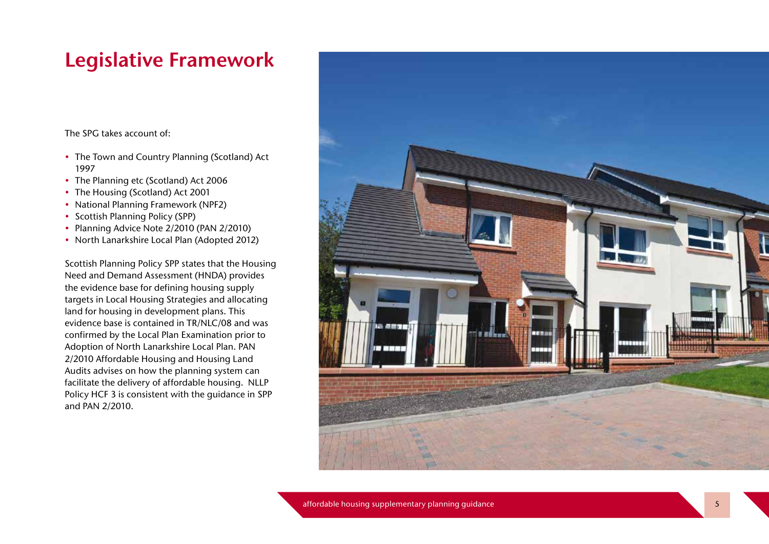# Legislative Framework

The SPG takes account of:

- The Town and Country Planning (Scotland) Act 1997
- The Planning etc (Scotland) Act 2006
- The Housing (Scotland) Act 2001
- National Planning Framework (NPF2)
- Scottish Planning Policy (SPP)
- Planning Advice Note 2/2010 (PAN 2/2010)
- North Lanarkshire Local Plan (Adopted 2012)

Scottish Planning Policy SPP states that the Housing Need and Demand Assessment (HNDA) provides the evidence base for defining housing supply targets in Local Housing Strategies and allocating land for housing in development plans. This evidence base is contained in TR/NLC/08 and was confirmed by the Local Plan Examination prior to Adoption of North Lanarkshire Local Plan. PAN 2/2010 Affordable Housing and Housing Land Audits advises on how the planning system can facilitate the delivery of affordable housing. NLLP Policy HCF 3 is consistent with the guidance in SPP and PAN 2/2010.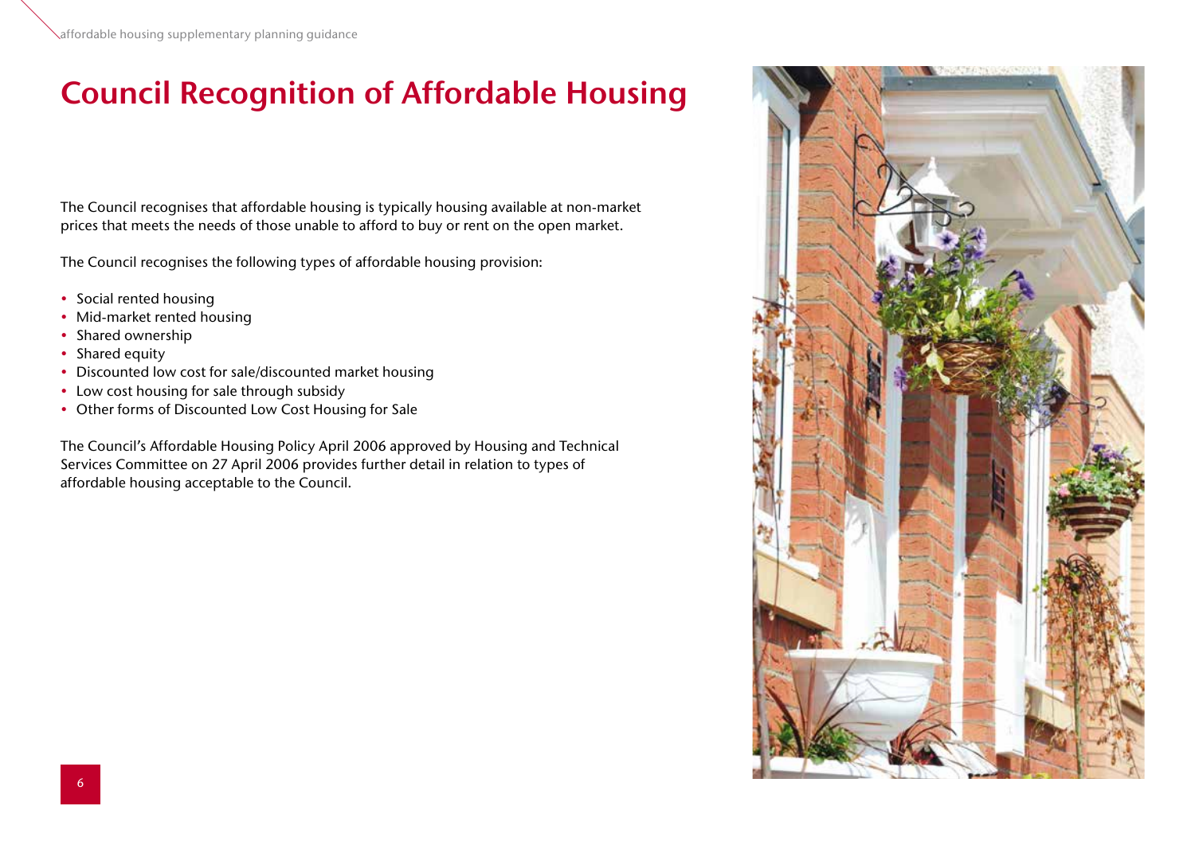# Council Recognition of Affordable Housing

The Council recognises that affordable housing is typically housing available at non-market prices that meets the needs of those unable to afford to buy or rent on the open market.

The Council recognises the following types of affordable housing provision:

- Social rented housing
- Mid-market rented housing
- Shared ownership
- Shared equity
- Discounted low cost for sale/discounted market housing
- Low cost housing for sale through subsidy
- Other forms of Discounted Low Cost Housing for Sale

The Council's Affordable Housing Policy April 2006 approved by Housing and Technical Services Committee on 27 April 2006 provides further detail in relation to types of affordable housing acceptable to the Council.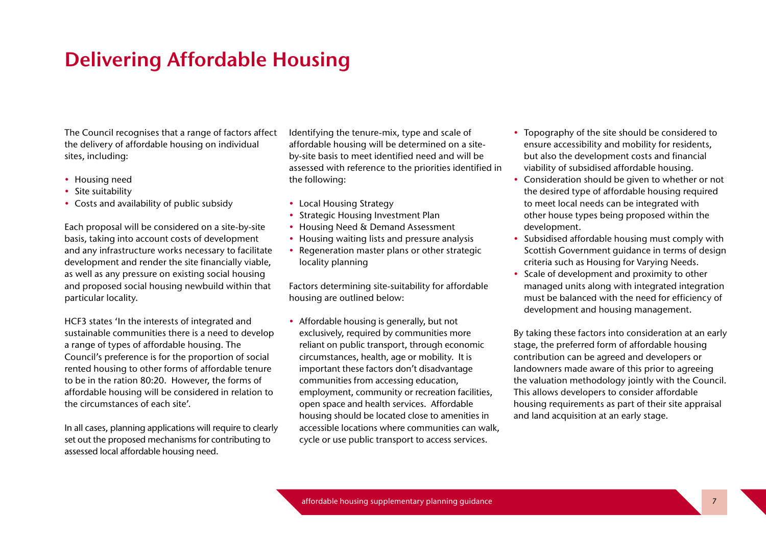# Delivering Affordable Housing

The Council recognises that a range of factors affect the delivery of affordable housing on individual sites, including:

- Housing need
- Site suitability
- Costs and availability of public subsidy

Each proposal will be considered on a site-by-site basis, taking into account costs of development and any infrastructure works necessary to facilitate development and render the site financially viable, as well as any pressure on existing social housing and proposed social housing newbuild within that particular locality.

HCF3 states 'In the interests of integrated and sustainable communities there is a need to develop a range of types of affordable housing. The Council's preference is for the proportion of social rented housing to other forms of affordable tenure to be in the ration 80:20. However, the forms of affordable housing will be considered in relation to the circumstances of each site'.

In all cases, planning applications will require to clearly set out the proposed mechanisms for contributing to assessed local affordable housing need.

Identifying the tenure-mix, type and scale of affordable housing will be determined on a site-by-site basis to meet identified need and will be assessed with reference to the priorities identified in the following:

- Local Housing Strategy
- Strategic Housing Investment Plan
- Housing Need & Demand Assessment
- Housing waiting lists and pressure analysis
- Regeneration master plans or other strategic locality planning

Factors determining site-suitability for affordable housing are outlined below:

- Affordable housing is generally, but not exclusively, required by communities more reliant on public transport, through economic circumstances, health, age or mobility. It is important these factors don't disadvantage communities from accessing education, employment, community or recreation facilities, open space and health services. Affordable housing should be located close to amenities in accessible locations where communities can walk, cycle or use public transport to access services.
- Topography of the site should be considered to ensure accessibility and mobility for residents, but also the development costs and financial viability of subsidised affordable housing.
- Consideration should be given to whether or not the desired type of affordable housing required to meet local needs can be integrated with other house types being proposed within the development.
- Subsidised affordable housing must comply with Scottish Government guidance in terms of design criteria such as Housing for Varying Needs.
- Scale of development and proximity to other managed units along with integrated integration must be balanced with the need for efficiency of development and housing management.

By taking these factors into consideration at an early stage, the preferred form of affordable housing contribution can be agreed and developers or landowners made aware of this prior to agreeing the valuation methodology jointly with the Council. This allows developers to consider affordable housing requirements as part of their site appraisal and land acquisition at an early stage.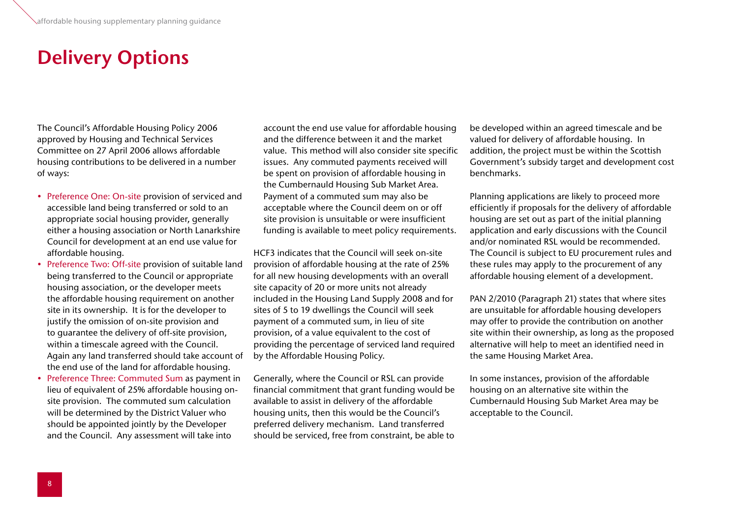# Delivery Options

The Council's Affordable Housing Policy 2006 approved by Housing and Technical Services Committee on 27 April 2006 allows affordable housing contributions to be delivered in a number of ways:

- Preference One: On-site provision of serviced and accessible land being transferred or sold to an appropriate social housing provider, generally either a housing association or North Lanarkshire Council for development at an end use value for affordable housing.
- Preference Two: Off-site provision of suitable land being transferred to the Council or appropriate housing association, or the developer meets the affordable housing requirement on another site in its ownership. It is for the developer to justify the omission of on-site provision and to guarantee the delivery of off-site provision, within a timescale agreed with the Council. Again any land transferred should take account of the end use of the land for affordable housing.
- Preference Three: Commuted Sum as payment in lieu of equivalent of 25% affordable housing on-site provision. The commuted sum calculation will be determined by the District Valuer who should be appointed jointly by the Developer and the Council. Any assessment will take into account the end use value for affordable housing and the difference between it and the market value. This method will also consider site specific issues. Any commuted payments received will be spent on provision of affordable housing in the Cumbernauld Housing Sub Market Area. Payment of a commuted sum may also be acceptable where the Council deem on or off site provision is unsuitable or were insufficient funding is available to meet policy requirements.

HCF3 indicates that the Council will seek on-site provision of affordable housing at the rate of 25% for all new housing developments with an overall site capacity of 20 or more units not already included in the Housing Land Supply 2008 and for sites of 5 to 19 dwellings the Council will seek payment of a commuted sum, in lieu of site provision, of a value equivalent to the cost of providing the percentage of serviced required by the Affordable Housing Policy.

Generally, where the Council or RSL can provide financial commitment that grant funding would be available to assist in delivery of the affordable housing units, then this would be the Council's preferred delivery mechanism. Land transferred should be serviced, free from constraint, be able to be developed within an agreed timescale and be valued for delivery of affordable housing. In addition, the project must be within the Scottish Government's subsidy target and development cost benchmarks.

Planning applications are likely to proceed more efficiently if proposals for the delivery of affordable housing are set out as part of the initial planning application and early discussions with the Council and/or nominated RSL would be recommended. The Council is subject to EU procurement rules and these rules may apply to the procurement of any affordable housing element of a development.

PAN 2/2010 (Paragraph 21) states that where sites are unsuitable for affordable housing developers may offer to provide the contribution on another site within their ownership, as long as the proposed alternative will help to meet an identified need in the same Housing Market Area.

In some instances, provision of the affordable housing on an alternative site within the Cumbernauld Housing Sub Market Area may be acceptable to the Council.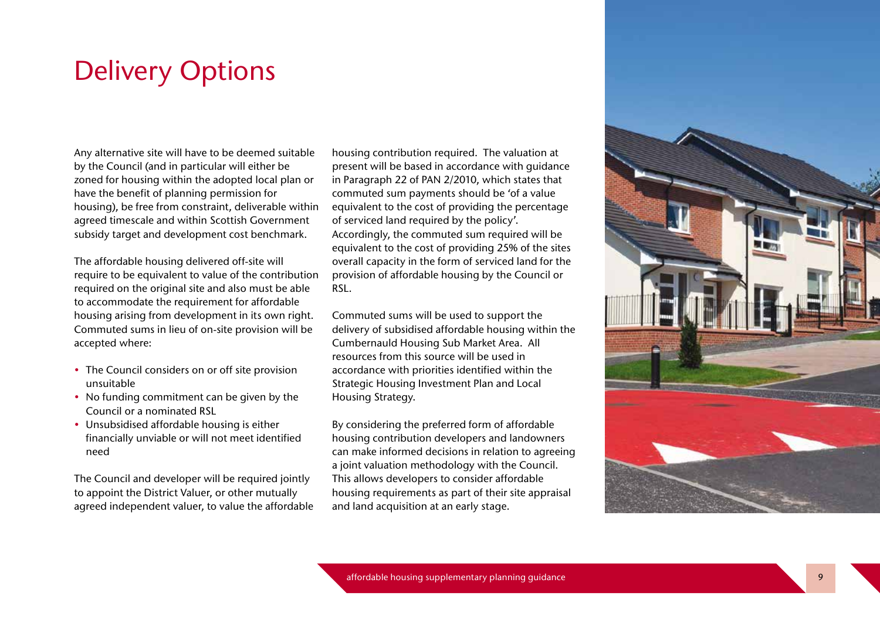# Delivery Options

Any alternative site will have to be deemed suitable by the Council (and in particular will either be zoned for housing within the adopted local plan or have the benefit of planning permission for housing), be free from constraint, deliverable within agreed timescale and within Scottish Government subsidy target and development cost benchmark.

The affordable housing delivered off-site will require to be equivalent to value of the contribution required on the original site and also must be able to accommodate the requirement for affordable housing arising from development in its own right. Commuted sums in lieu of on-site provision will be accepted where:

- The Council considers on or off site provision unsuitable
- No funding commitment can be given by the Council or a nominated RSL
- Unsubsidised affordable housing is either financially unviable or will not meet identified need

The Council and developer will be required jointly to appoint the District Valuer, or other mutually agreed independent valuer, to value the affordable housing contribution required. The valuation at present will be based in accordance with guidance in Paragraph 22 of PAN 2/2010, which states that commuted sum payments should be 'of a value equivalent to the cost of providing the percentage of serviced land required by the policy'. Accordingly, the commuted sum required will be equivalent to the cost of providing 25% of the sites overall capacity in the form of serviced land for the provision of affordable housing by the Council or RSL.

Commuted sums will be used to support the delivery of subsidised affordable housing within the Cumbernauld Housing Sub Market Area. All resources from this source will be used in accordance with priorities identified within the Strategic Housing Investment Plan and Local Housing Strategy.

By considering the preferred form of affordable housing contribution developers and landowners can make informed decisions in relation to agreeing a joint valuation methodology with the Council. This allows developers to consider affordable housing requirements as part of their site appraisal and land acquisition at an early stage.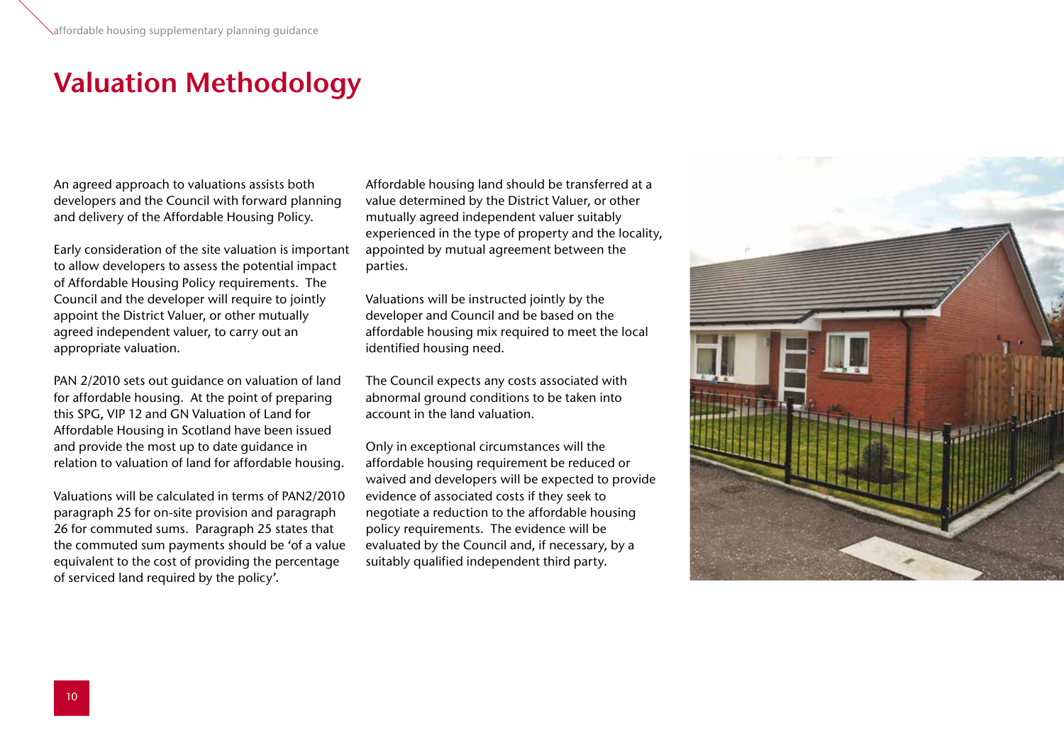# Valuation Methodology

An agreed approach to valuations assists both developers and the Council with forward planning and delivery of the Affordable Housing Policy.

Early consideration of the site valuation is important to allow developers to assess the potential impact of Affordable Housing Policy requirements. The Council and the developer will require to jointly appoint the District Valuer, or other mutually agreed independent valuer, to carry out an appropriate valuation.

PAN 2/2010 sets out guidance on valuation of land for affordable housing. At the point of preparing this SPG, VIP 12 and GN Valuation of Land for Affordable Housing in Scotland have been issued and provide the most up to date guidance in relation to valuation of land for affordable housing.

Valuations will be calculated in terms of PAN2/2010 paragraph 25 for on-site provision and paragraph 26 for commuted sums. Paragraph 25 states that the commuted sum payments should be 'of a value equivalent to the cost of providing the percentage of serviced land required by the policy'.

Affordable housing land should be transferred at a value determined by the District Valuer, or other mutually agreed independent valuer suitably experienced in the type of property and the locality, appointed by mutual agreement between the parties.

Valuations will be instructed jointly by the developer and Council and be based on the affordable housing mix required to meet the local identified housing need.

The Council expects any costs associated with abnormal ground conditions to be taken into account in the land valuation.

Only in exceptional circumstances will the affordable housing requirement be reduced or waived and developers will be expected to provide evidence of associated costs if they seek to negotiate a reduction to the affordable housing policy requirements. The evidence will be evaluated by the Council and, if necessary, by a suitably qualified independent third party.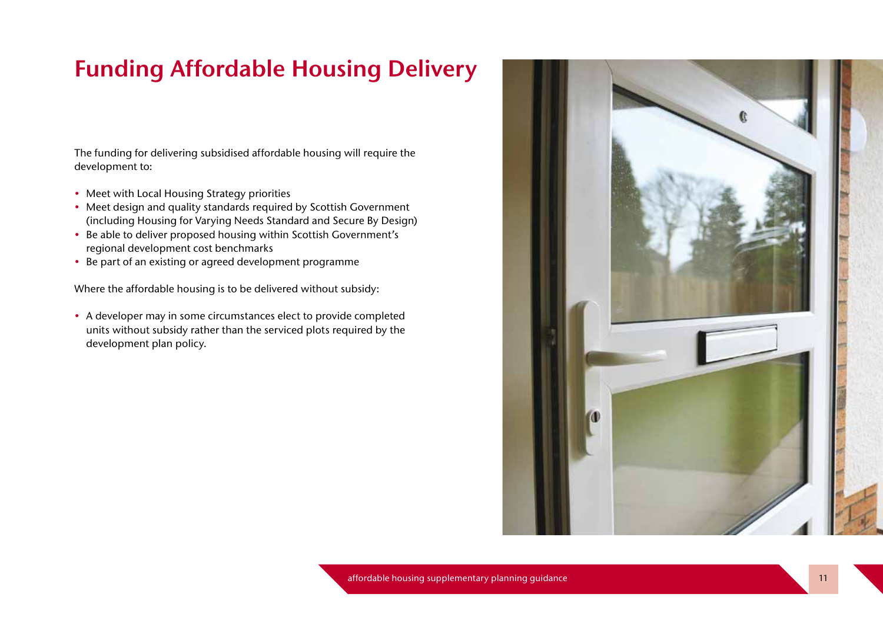# Funding Affordable Housing Delivery

The funding for delivering subsidised affordable housing will require the development to:

- Meet with Local Housing Strategy priorities
- Meet design and quality standards required by Scottish Government (including Housing for Varying Needs Standard and Secure By Design)
- Be able to deliver proposed housing within Scottish Government's regional development cost benchmarks
- Be part of an existing or agreed development programme

Where the affordable housing is to be delivered without subsidy:

- A developer may in some circumstances elect to provide completed units without subsidy rather than the serviced plots required by the development plan policy.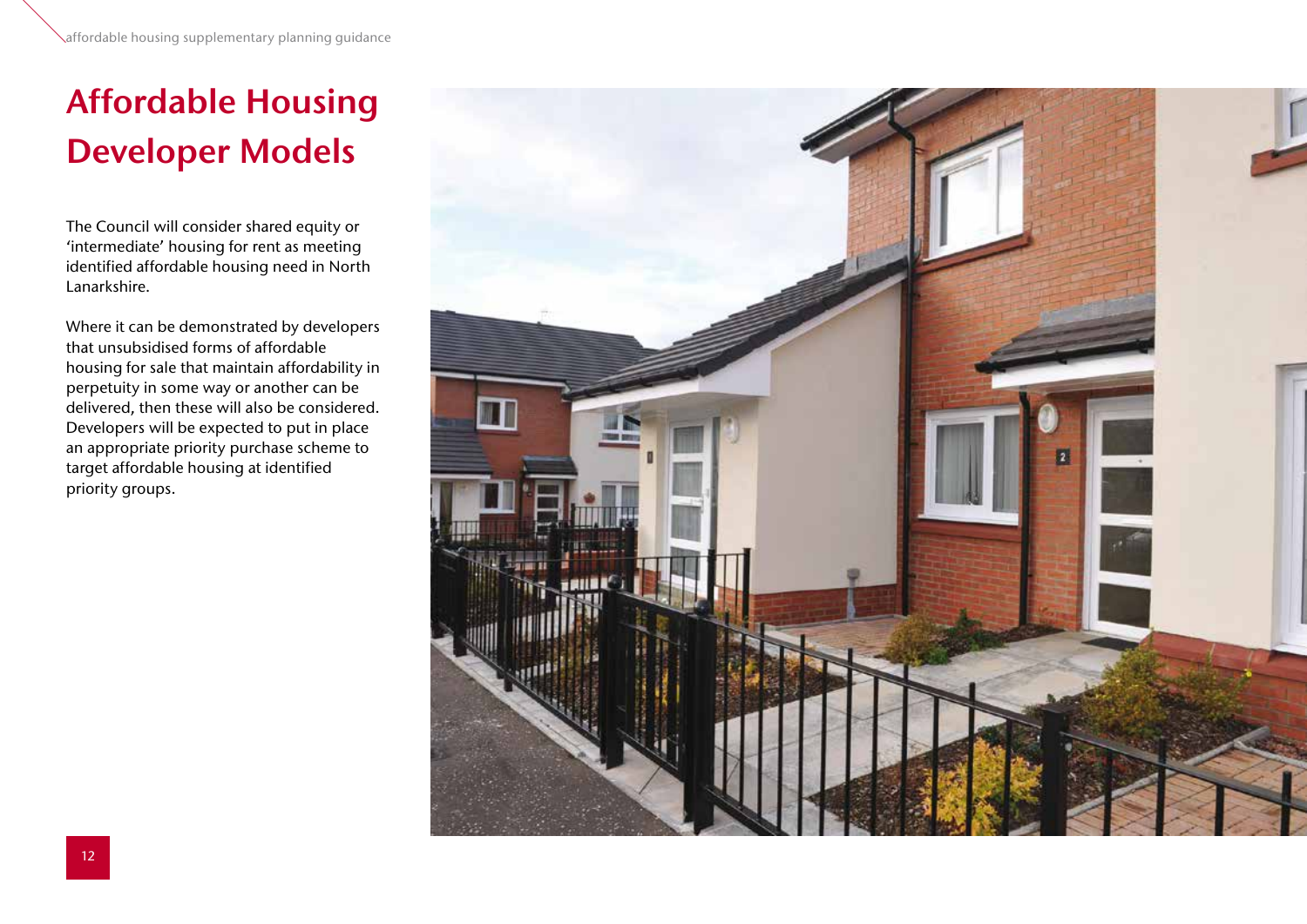# Affordable Housing Developer Models

The Council will consider shared equity or 'intermediate' housing for rent as meeting identified affordable housing need in North Lanarkshire.

Where it can be demonstrated by developers that unsubsidised forms of affordable housing for sale that maintain affordability in perpetuity in some way or another can be delivered, then these will also be considered. Developers will be expected to put in place an appropriate priority purchase scheme to target affordable housing at identified priority groups.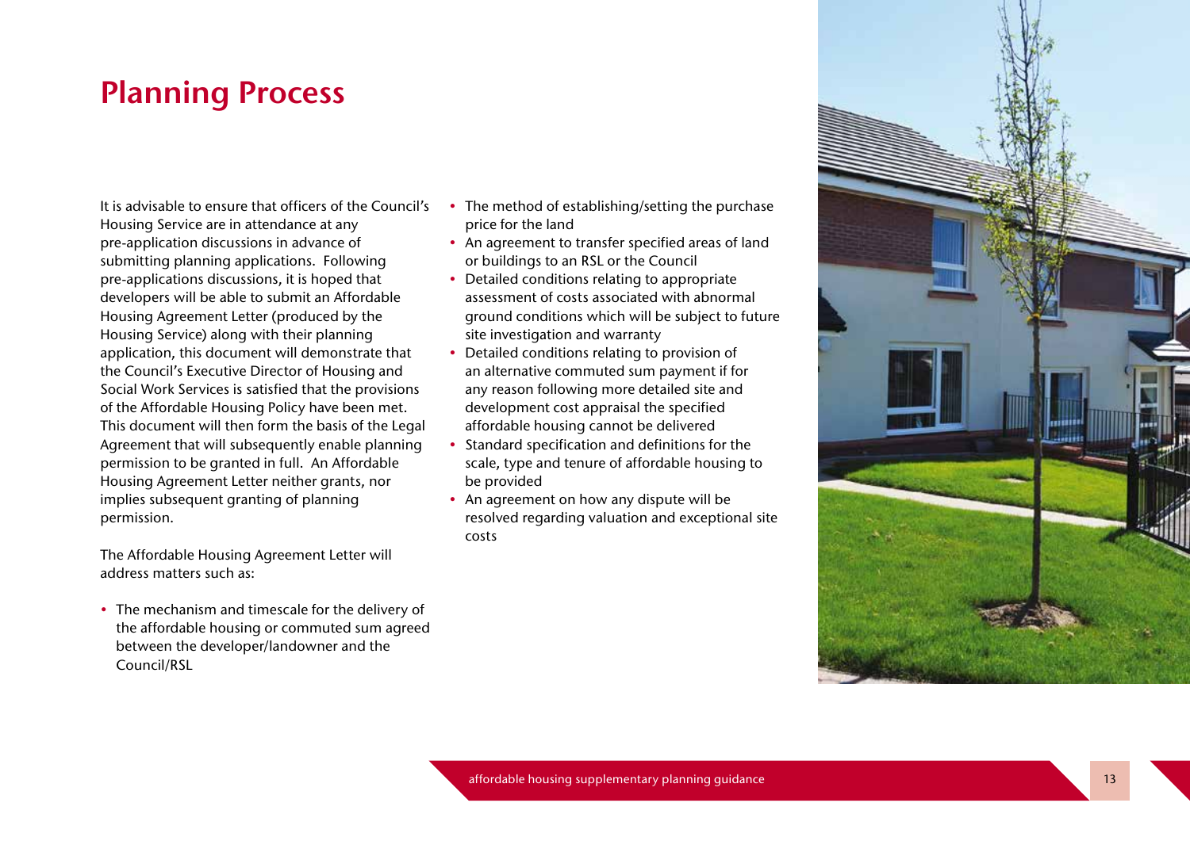# Planning Process

It is advisable to ensure that officers of the Council's Housing Service are in attendance at any pre-application discussions in advance of submitting planning applications. Following pre-applications discussions, it is hoped that developers will be able to submit an Affordable Housing Agreement Letter (produced by the Housing Service) along with their planning application, this document will demonstrate that the Council's Executive Director of Housing and Social Work Services is satisfied that the provisions of the Affordable Housing Policy have been met. This document will then form the basis of the Legal Agreement that will subsequently enable planning permission to be granted in full. An Affordable Housing Agreement Letter neither grants, nor implies subsequent granting of planning permission.

The Affordable Housing Agreement Letter will address matters such as:

- The mechanism and timescale for the delivery of the affordable housing or commuted sum agreed between the developer/landowner and the Council/RSL
- The method of establishing/setting the purchase price for the land
- An agreement to transfer specified areas of land or buildings to an RSL or the Council
- Detailed conditions relating to appropriate assessment of costs associated with abnormal ground conditions which will be subject to future site investigation and warranty
- Detailed conditions relating to provision of an alternative commuted sum payment if for any reason following more detailed site and development cost appraisal the specified affordable housing cannot be delivered
- Standard specification and definitions for the scale, type and tenure of affordable housing to be provided
- An agreement on how any dispute will be resolved regarding valuation and exceptional site costs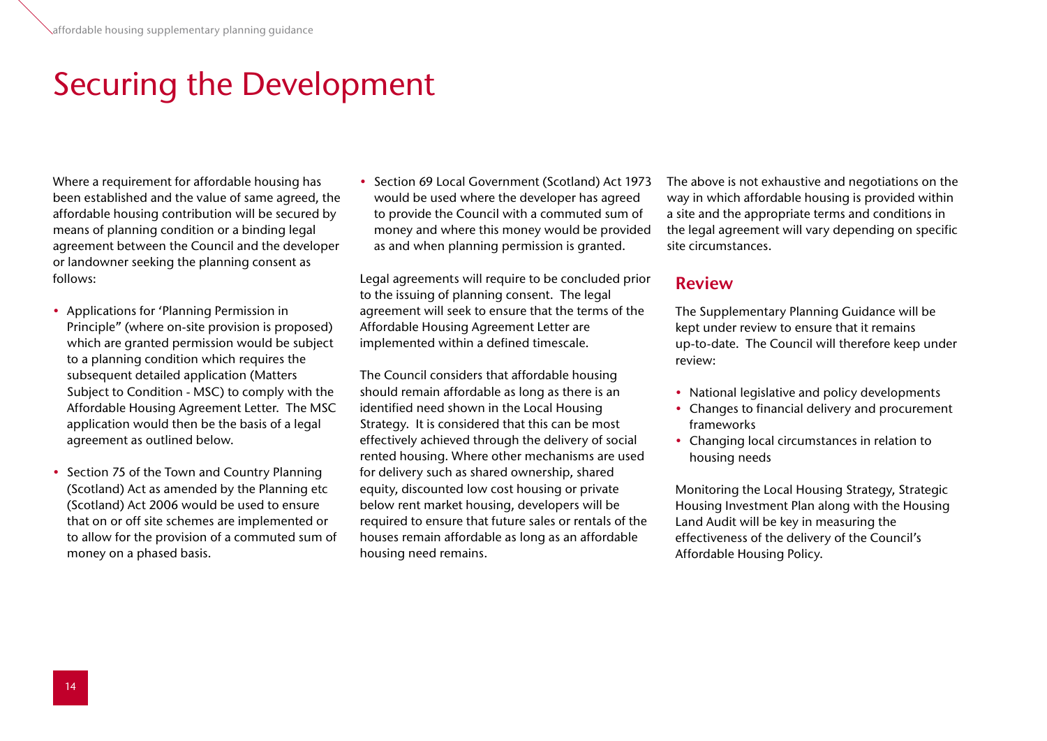# Securing the Development

Where a requirement for affordable housing has been established and the value of same agreed, the affordable housing contribution will be secured by means of planning condition or a binding legal agreement between the Council and the developer or landowner seeking the planning consent as follows:

- Applications for 'Planning Permission in Principle" (where on-site provision is proposed) which are granted permission would be subject to a planning condition which requires the subsequent detailed application (Matters Subject to Condition - MSC) to comply with the Affordable Housing Agreement Letter. The MSC application would then be the basis of a legal agreement as outlined below.
- Section 75 of the Town and Country Planning (Scotland) Act as amended by the Planning etc (Scotland) Act 2006 would be used to ensure that on or off site schemes are implemented or to allow for the provision of a commuted sum of money on a phased basis.
- Section 69 Local Government (Scotland) Act 1973 would be used where the developer has agreed to provide the Council with a commuted sum of money and where this money would be provided as and when planning permission is granted.

Legal agreements will require to be concluded prior to the issuing of planning consent. The legal agreement will seek to ensure that the terms of the Affordable Housing Agreement Letter are implemented within a defined timescale.

The Council considers that affordable housing should remain affordable as long as there is an identified need shown in the Local Housing Strategy. It is considered that this can be most effectively achieved through the delivery of social rented housing. Where other mechanisms are used for delivery such as shared ownership, shared equity, discounted low cost housing or private below rent market housing, developers will be required to ensure that future sales or rentals of the houses remain affordable as long as an affordable housing need remains.

The above is not exhaustive and negotiations on the way in which affordable housing is provided within a site and the appropriate terms and conditions in the legal agreement will vary depending on specific site circumstances.

## Review

The Supplementary Planning Guidance will be kept under review to ensure that it remains up-to-date. The Council will therefore keep under review:

- National legislative and policy developments
- Changes to financial delivery and procurement frameworks
- Changing local circumstances in relation to housing needs

Monitoring the Local Housing Strategy, Strategic Housing Investment Plan along with the Housing Land Audit will be key in measuring the effectiveness of the delivery of the Council's Affordable Housing Policy.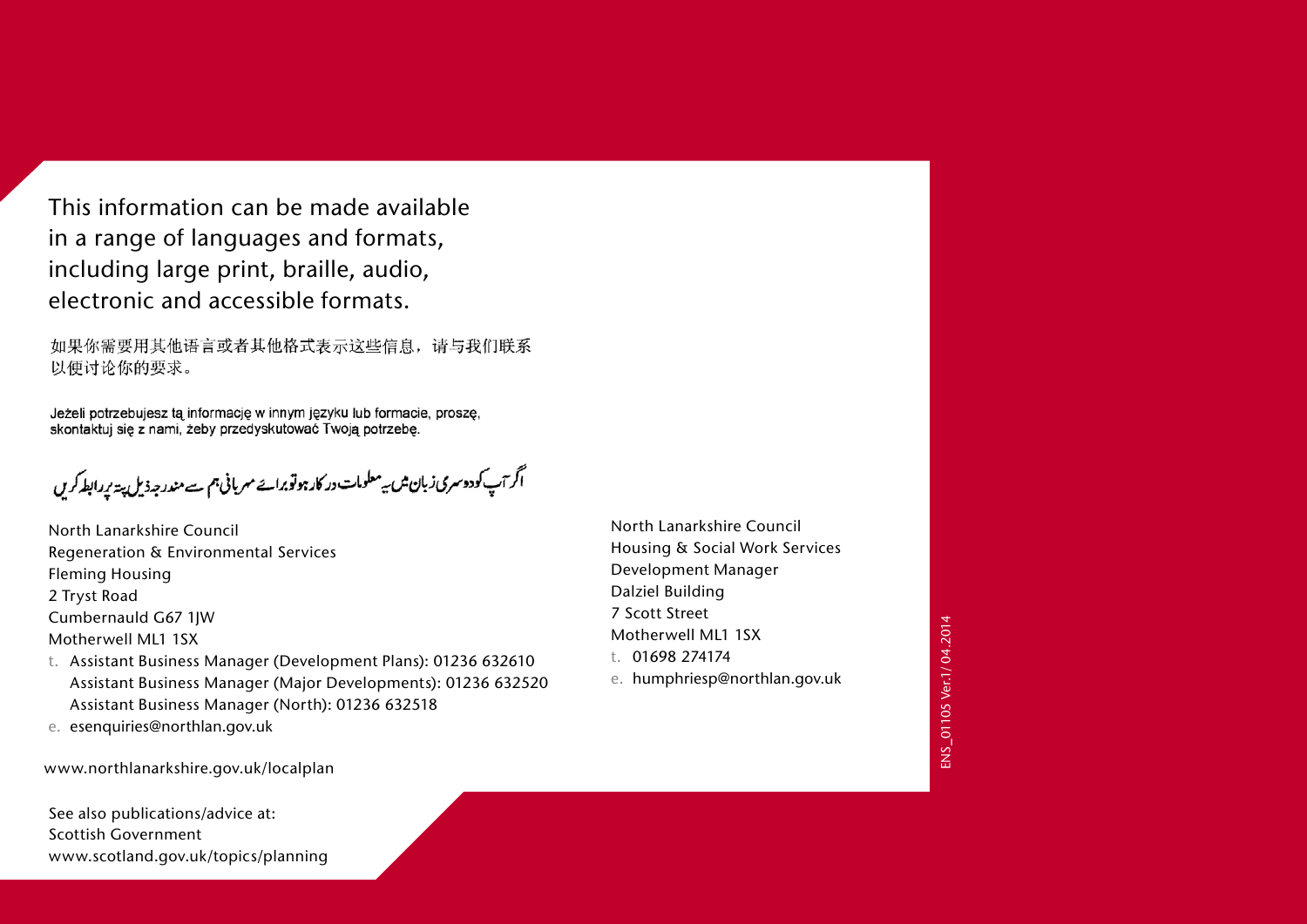This information can be made available in a range of languages and formats, including large print, braille, audio, electronic and accessible formats.

如果你需要用其他语言或者其他格式表示这些信息，请与我们联系以便讨论你的要求。

Jeżeli potrzebujesz tą informację w innym języku lub formacie, proszę, skontaktuj się z nami, żeby przedyskutować Twoją potrzebę.

اگر آپ کو دوسری زبان میں یہ معلومات درکار ہو تو برائے مہربانی ہم سے مندرجہ ذیل پتہ پر رابطہ کریں

North Lanarkshire Council
Regeneration & Environmental Services
Fleming Housing
2 Tryst Road
Cumbernauld G67 1JW
Motherwell ML1 1SX

t. Assistant Business Manager (Development Plans): 01236 632610
Assistant Business Manager (Major Developments): 01236 632520
Assistant Business Manager (North): 01236 632518

e. esenquiries@northlan.gov.uk

www.northlanarkshire.gov.uk/localplan

See also publications/advice at:
Scottish Government
www.scotland.gov.uk/topics/planning

North Lanarkshire Council
Housing & Social Work Services
Development Manager
Dalziel Building
7 Scott Street
Motherwell ML1 1SX

t. 01698 274174

e. humphriesp@northlan.gov.uk

ENS_01105 Ver.1/ 04.2014